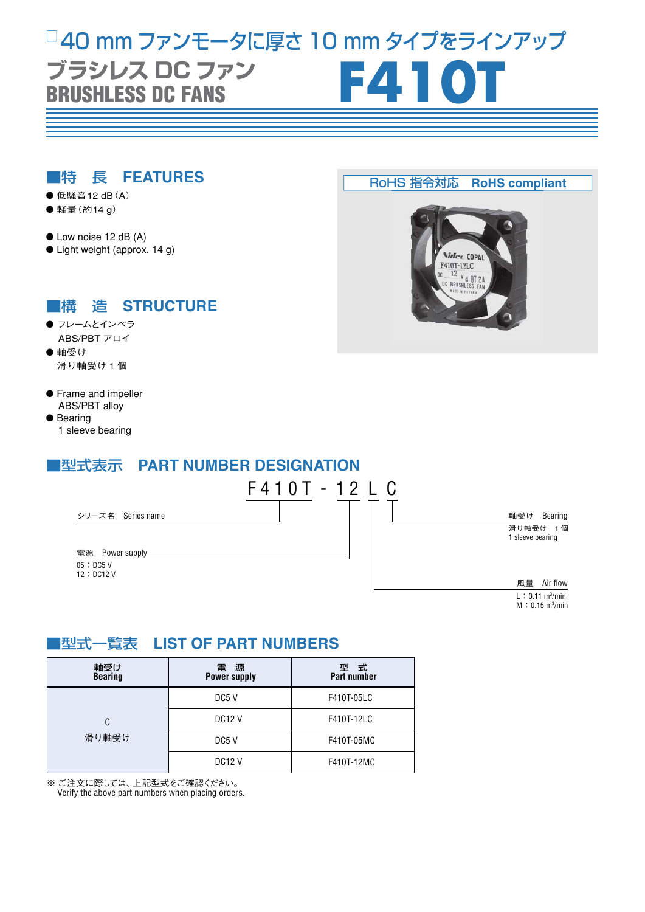□40 mm ファンモータに厚さ 10 mm タイプをラインアップ

# ブラシレス DC ファン BRUSHLESS DC FANS F410T

## ■特　長　FEATURES

- 低騒音12 dB（A）
- 軽量（約14 g）

- Low noise 12 dB (A)
- Light weight (approx. 14 g)

RoHS 指令対応　RoHS compliant

## ■構　造　STRUCTURE

- フレームとインペラ
  ABS/PBT アロイ
- 軸受け
  滑り軸受け 1 個

- Frame and impeller
  ABS/PBT alloy
- Bearing
  1 sleeve bearing

## ■型式表示　PART NUMBER DESIGNATION

F410T - 12 L C

- F410T: シリーズ名　Series name
- 12: 電源　Power supply
  - 05：DC5 V
  - 12：DC12 V
- L: 風量　Air flow
  - L：0.11 $m^3$/min
  - M：0.15 $m^3$/min
- C: 軸受け　Bearing
  - 滑り軸受け　1 個
  - 1 sleeve bearing

## ■型式一覧表　LIST OF PART NUMBERS

| 軸受け Bearing | 電　源 Power supply | 型　式 Part number |
|---|---|---|
| C 滑り軸受け | DC5 V | F410T-05LC |
| | DC12 V | F410T-12LC |
| | DC5 V | F410T-05MC |
| | DC12 V | F410T-12MC |

※ ご注文に際しては、上記型式をご確認ください。
Verify the above part numbers when placing orders.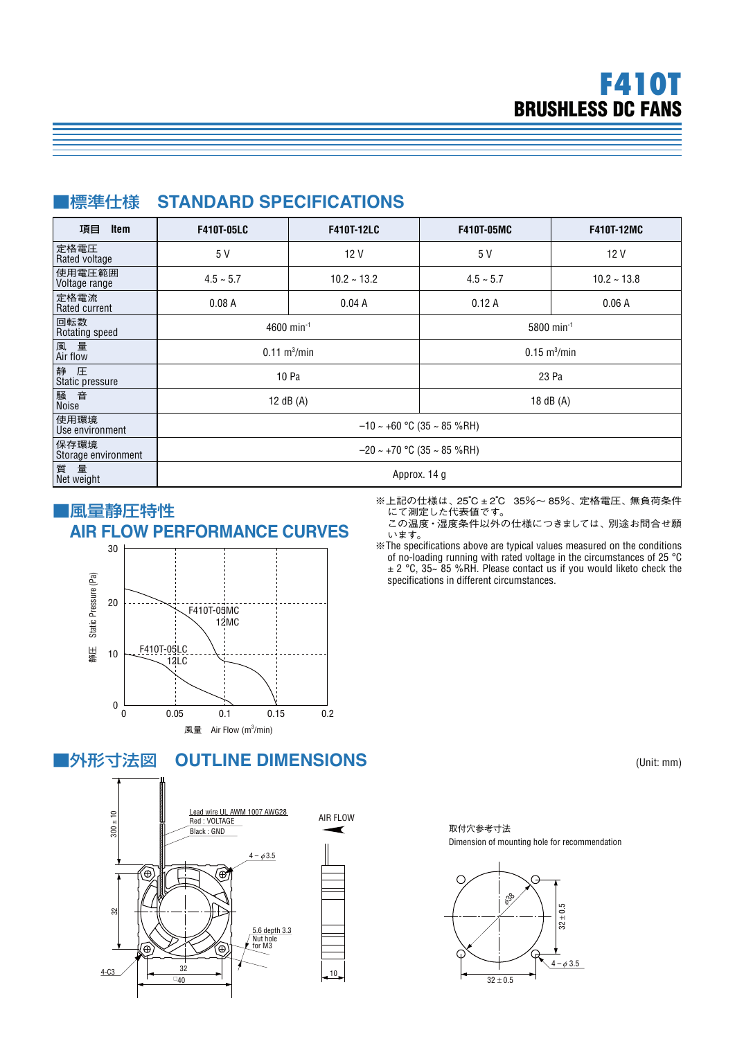# F410T
## BRUSHLESS DC FANS

## ■標準仕様　STANDARD SPECIFICATIONS

| 項目　Item | F410T-05LC | F410T-12LC | F410T-05MC | F410T-12MC |
|---|---|---|---|---|
| 定格電圧 Rated voltage | 5 V | 12 V | 5 V | 12 V |
| 使用電圧範囲 Voltage range | 4.5 ~ 5.7 | 10.2 ~ 13.2 | 4.5 ~ 5.7 | 10.2 ~ 13.8 |
| 定格電流 Rated current | 0.08 A | 0.04 A | 0.12 A | 0.06 A |
| 回転数 Rotating speed | 4600 $min^{-1}$ | | 5800 $min^{-1}$ | |
| 風　量 Air flow | 0.11 $m^3$/min | | 0.15 $m^3$/min | |
| 静　圧 Static pressure | 10 Pa | | 23 Pa | |
| 騒　音 Noise | 12 dB (A) | | 18 dB (A) | |
| 使用環境 Use environment | −10 ~ +60 °C (35 ~ 85 %RH) | | | |
| 保存環境 Storage environment | −20 ~ +70 °C (35 ~ 85 %RH) | | | |
| 質　量 Net weight | Approx. 14 g | | | |

※上記の仕様は、25℃±2℃　35%～85%、定格電圧、無負荷条件にて測定した代表値です。
この温度・湿度条件以外の仕様につきましては、別途お問合せ願います。

※The specifications above are typical values measured on the conditions of no-loading running with rated voltage in the circumstances of 25 °C ± 2 °C, 35~ 85 %RH. Please contact us if you would liketo check the specifications in different circumstances.

## ■風量静圧特性　AIR FLOW PERFORMANCE CURVES

静圧 Static Pressure (Pa)
30
20
10
0
F410T-05MC
12MC
F410T-05LC
12LC
0
0.05
0.1
0.15
0.2
風量　Air Flow ($m^3$/min)

## ■外形寸法図　OUTLINE DIMENSIONS

(Unit: mm)

Lead wire UL AWM 1007 AWG28
Red : VOLTAGE
Black : GND
300 ± 10
4 − φ3.5
32
5.6 depth 3.3
Nut hole
for M3
4-C3
32
□40
AIR FLOW
10

取付穴参考寸法
Dimension of mounting hole for recommendation

φ38
32 ± 0.5
4 − φ 3.5
32 ± 0.5